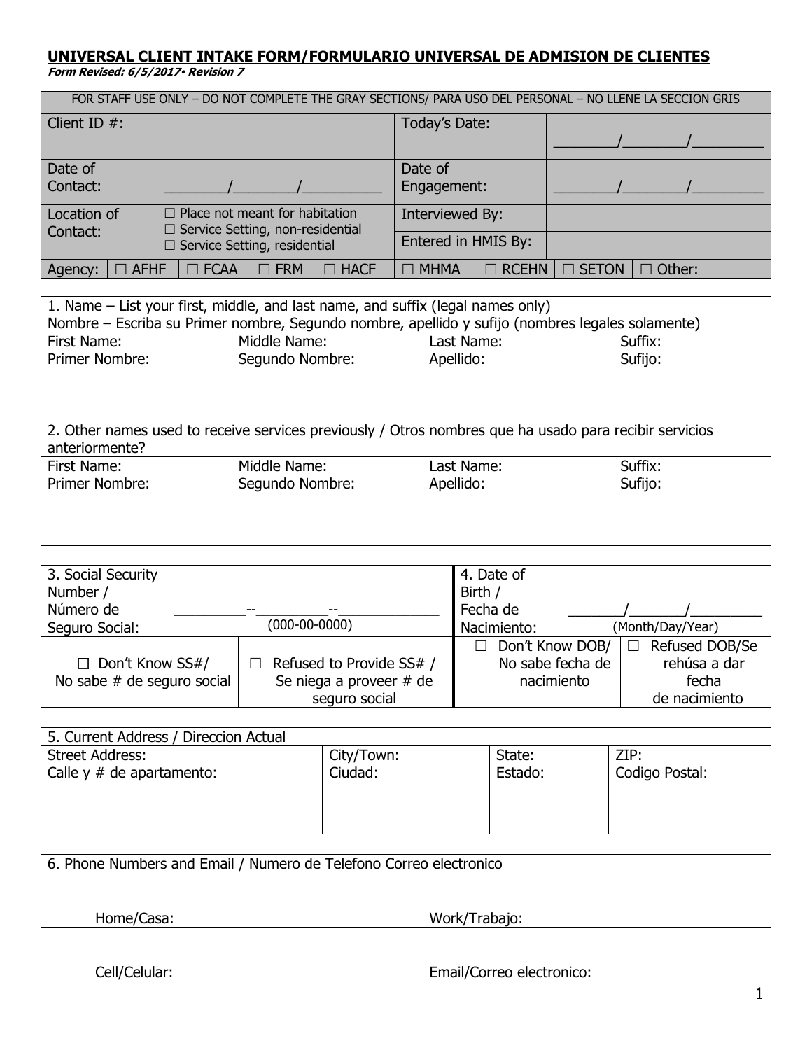## UNIVERSAL CLIENT INTAKE FORM/FORMULARIO UNIVERSAL DE ADMISION DE CLIENTES

***Form Revised: 6/5/2017• Revision 7***

| FOR STAFF USE ONLY – DO NOT COMPLETE THE GRAY SECTIONS/ PARA USO DEL PERSONAL – NO LLENE LA SECCION GRIS | | | | | | | |
|---|---|---|---|---|---|---|---|
| Client ID #: | | | | Today's Date: | | ________/________/_________ | |
| Date of Contact: | ________/________/__________ | | | Date of Engagement: | | ________/________/_________ | |
| Location of Contact: | ☐ Place not meant for habitation<br>☐ Service Setting, non-residential<br>☐ Service Setting, residential | | | Interviewed By: | | | |
| | | | | Entered in HMIS By: | | | |
| Agency: ☐ AFHF | ☐ FCAA | ☐ FRM | ☐ HACF | ☐ MHMA | ☐ RCEHN | ☐ SETON | ☐ Other: |

| 1. Name – List your first, middle, and last name, and suffix (legal names only)<br>Nombre – Escriba su Primer nombre, Segundo nombre, apellido y sufijo (nombres legales solamente) | | | |
|---|---|---|---|
| First Name:<br>Primer Nombre: | Middle Name:<br>Segundo Nombre: | Last Name:<br>Apellido: | Suffix:<br>Sufijo: |

| 2. Other names used to receive services previously / Otros nombres que ha usado para recibir servicios anteriormente? | | | |
|---|---|---|---|
| First Name:<br>Primer Nombre: | Middle Name:<br>Segundo Nombre: | Last Name:<br>Apellido: | Suffix:<br>Sufijo: |

| 3. Social Security Number / Número de Seguro Social: | _________--_________--_____________<br>(000-00-0000) | 4. Date of Birth / Fecha de Nacimiento: | _______/_______/_________<br>(Month/Day/Year) |
|---|---|---|---|
| ☐ Don't Know SS#/ No sabe # de seguro social | ☐ Refused to Provide SS# / Se niega a proveer # de seguro social | ☐ Don't Know DOB/ No sabe fecha de nacimiento | ☐ Refused DOB/Se rehúsa a dar fecha de nacimiento |

| 5. Current Address / Direccion Actual | | | |
|---|---|---|---|
| Street Address:<br>Calle y # de apartamento: | City/Town:<br>Ciudad: | State:<br>Estado: | ZIP:<br>Codigo Postal: |

| 6. Phone Numbers and Email / Numero de Telefono Correo electronico | |
|---|---|
| Home/Casa: | Work/Trabajo: |
| Cell/Celular: | Email/Correo electronico: |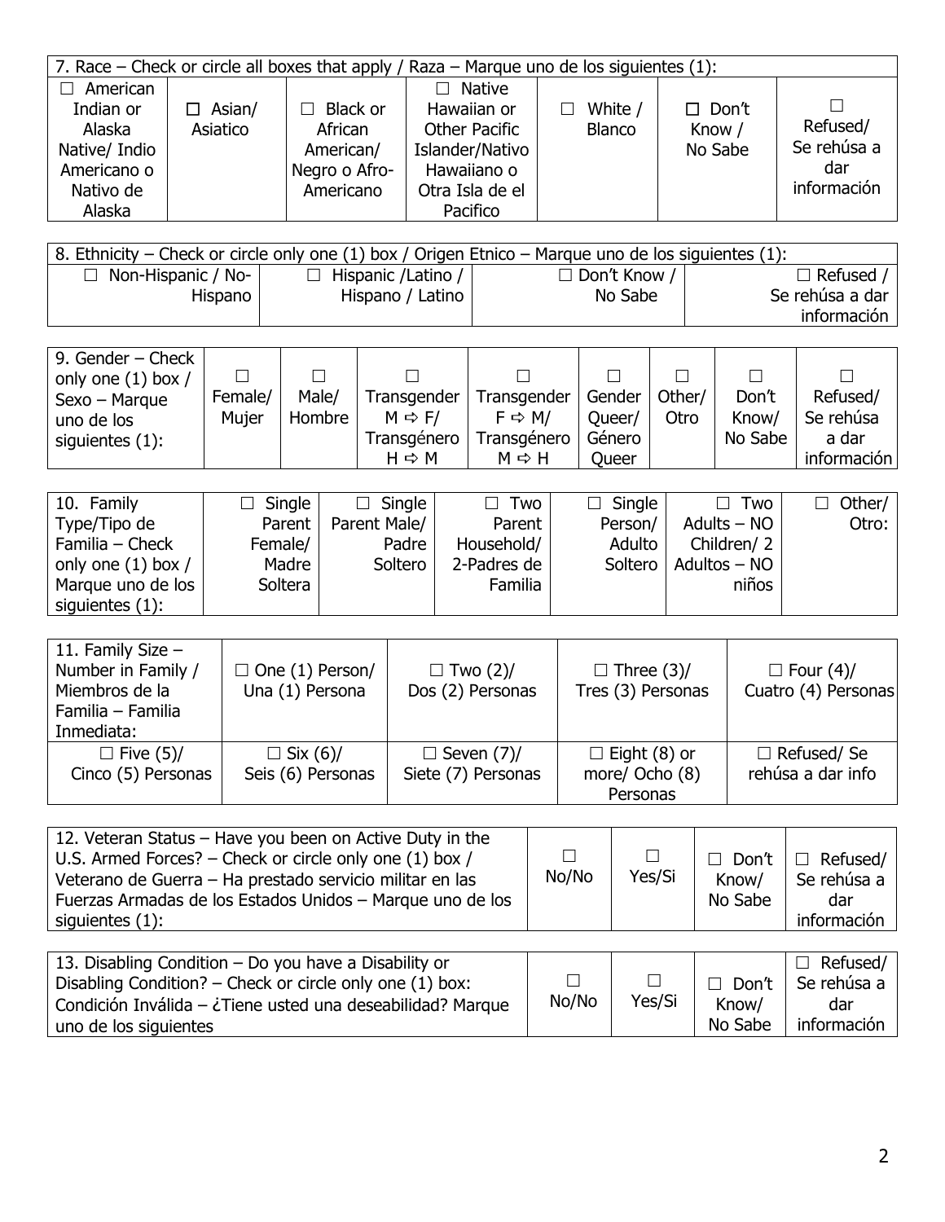| 7. Race – Check or circle all boxes that apply / Raza – Marque uno de los siguientes (1): | | | | | | |
|---|---|---|---|---|---|---|
| ☐ American Indian or Alaska Native/ Indio Americano o Nativo de Alaska | ☐ Asian/ Asiatico | ☐ Black or African American/ Negro o Afro-Americano | ☐ Native Hawaiian or Other Pacific Islander/Nativo Hawaiiano o Otra Isla de el Pacifico | ☐ White / Blanco | ☐ Don't Know / No Sabe | ☐ Refused/ Se rehúsa a dar información |

| 8. Ethnicity – Check or circle only one (1) box / Origen Etnico – Marque uno de los siguientes (1): | | | |
|---|---|---|---|
| ☐ Non-Hispanic / No-Hispano | ☐ Hispanic /Latino / Hispano / Latino | ☐ Don't Know / No Sabe | ☐ Refused / Se rehúsa a dar información |

| 9. Gender – Check only one (1) box / Sexo – Marque uno de los siguientes (1): | ☐ Female/ Mujer | ☐ Male/ Hombre | ☐ Transgender M ⇨ F/ Transgénero H ⇨ M | ☐ Transgender F ⇨ M/ Transgénero M ⇨ H | ☐ Gender Queer/ Género Queer | ☐ Other/ Otro | ☐ Don't Know/ No Sabe | ☐ Refused/ Se rehúsa a dar información |
|---|---|---|---|---|---|---|---|---|

| 10. Family Type/Tipo de Familia – Check only one (1) box / Marque uno de los siguientes (1): | ☐ Single Parent Female/ Madre Soltera | ☐ Single Parent Male/ Padre Soltero | ☐ Two Parent Household/ 2-Padres de Familia | ☐ Single Person/ Adulto Soltero | ☐ Two Adults – NO Children/ 2 Adultos – NO niños | ☐ Other/ Otro: |
|---|---|---|---|---|---|---|

| 11. Family Size – Number in Family / Miembros de la Familia – Familia Inmediata: | ☐ One (1) Person/ Una (1) Persona | ☐ Two (2)/ Dos (2) Personas | ☐ Three (3)/ Tres (3) Personas | ☐ Four (4)/ Cuatro (4) Personas |
|---|---|---|---|---|
| ☐ Five (5)/ Cinco (5) Personas | ☐ Six (6)/ Seis (6) Personas | ☐ Seven (7)/ Siete (7) Personas | ☐ Eight (8) or more/ Ocho (8) Personas | ☐ Refused/ Se rehúsa a dar info |

| 12. Veteran Status – Have you been on Active Duty in the U.S. Armed Forces? – Check or circle only one (1) box / Veterano de Guerra – Ha prestado servicio militar en las Fuerzas Armadas de los Estados Unidos – Marque uno de los siguientes (1): | ☐ No/No | ☐ Yes/Si | ☐ Don't Know/ No Sabe | ☐ Refused/ Se rehúsa a dar información |
|---|---|---|---|---|

| 13. Disabling Condition – Do you have a Disability or Disabling Condition? – Check or circle only one (1) box: Condición Inválida – ¿Tiene usted una deseabilidad? Marque uno de los siguientes | ☐ No/No | ☐ Yes/Si | ☐ Don't Know/ No Sabe | ☐ Refused/ Se rehúsa a dar información |
|---|---|---|---|---|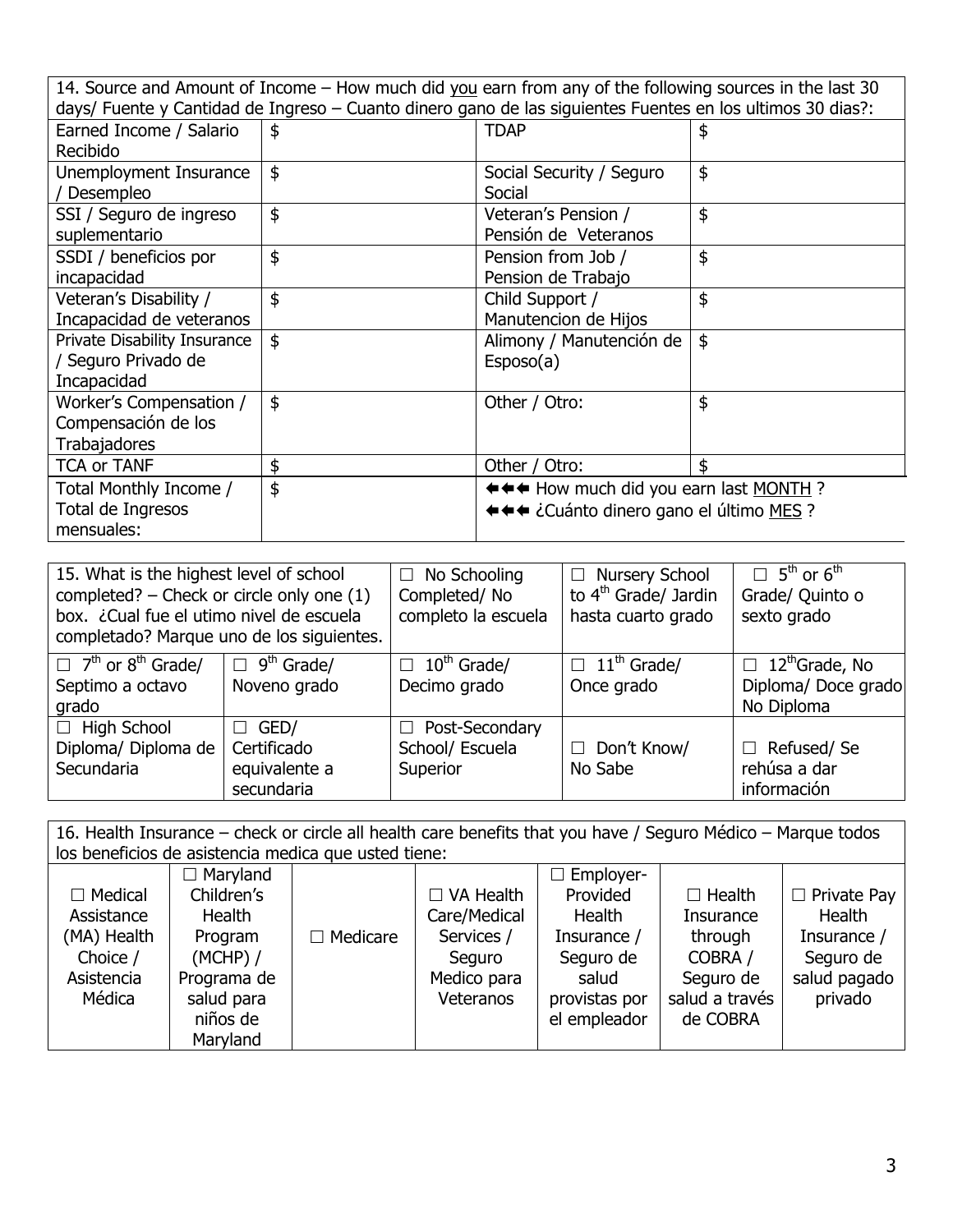| 14. Source and Amount of Income – How much did you earn from any of the following sources in the last 30 days/ Fuente y Cantidad de Ingreso – Cuanto dinero gano de las siguientes Fuentes en los ultimos 30 dias?: | | | |
|---|---|---|---|
| Earned Income / Salario Recibido | $ | TDAP | $ |
| Unemployment Insurance / Desempleo | $ | Social Security / Seguro Social | $ |
| SSI / Seguro de ingreso suplementario | $ | Veteran's Pension / Pensión de Veteranos | $ |
| SSDI / beneficios por incapacidad | $ | Pension from Job / Pension de Trabajo | $ |
| Veteran's Disability / Incapacidad de veteranos | $ | Child Support / Manutencion de Hijos | $ |
| Private Disability Insurance / Seguro Privado de Incapacidad | $ | Alimony / Manutención de Esposo(a) | $ |
| Worker's Compensation / Compensación de los Trabajadores | $ | Other / Otro: | $ |
| TCA or TANF | $ | Other / Otro: | $ |
| Total Monthly Income / Total de Ingresos mensuales: | $ | ⬅⬅⬅ How much did you earn last MONTH ? ⬅⬅⬅ ¿Cuánto dinero gano el último MES ? | |

| 15. What is the highest level of school completed? – Check or circle only one (1) box. ¿Cual fue el utimo nivel de escuela completado? Marque uno de los siguientes. | | ☐ No Schooling Completed/ No completo la escuela | ☐ Nursery School to 4th Grade/ Jardin hasta cuarto grado | ☐ 5th or 6th Grade/ Quinto o sexto grado |
|---|---|---|---|---|
| ☐ 7th or 8th Grade/ Septimo a octavo grado | ☐ 9th Grade/ Noveno grado | ☐ 10th Grade/ Decimo grado | ☐ 11th Grade/ Once grado | ☐ 12thGrade, No Diploma/ Doce grado No Diploma |
| ☐ High School Diploma/ Diploma de Secundaria | ☐ GED/ Certificado equivalente a secundaria | ☐ Post-Secondary School/ Escuela Superior | ☐ Don't Know/ No Sabe | ☐ Refused/ Se rehúsa a dar información |

| 16. Health Insurance – check or circle all health care benefits that you have / Seguro Médico – Marque todos los beneficios de asistencia medica que usted tiene: | | | | | | |
|---|---|---|---|---|---|---|
| ☐ Medical Assistance (MA) Health Choice / Asistencia Médica | ☐ Maryland Children's Health Program (MCHP) / Programa de salud para niños de Maryland | ☐ Medicare | ☐ VA Health Care/Medical Services / Seguro Medico para Veteranos | ☐ Employer-Provided Health Insurance / Seguro de salud provistas por el empleador | ☐ Health Insurance through COBRA / Seguro de salud a través de COBRA | ☐ Private Pay Health Insurance / Seguro de salud pagado privado |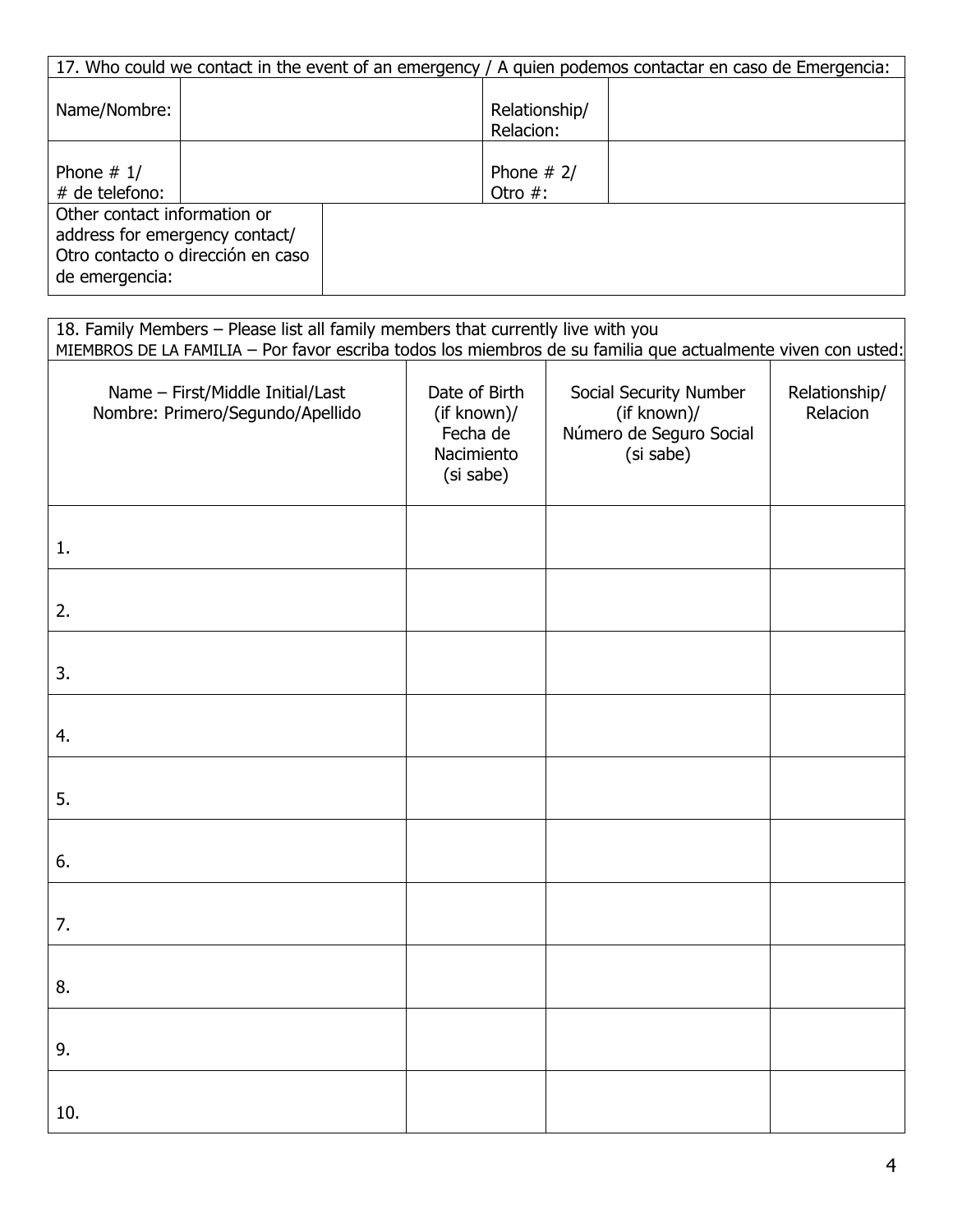| 17. Who could we contact in the event of an emergency / A quien podemos contactar en caso de Emergencia: | | | |
|---|---|---|---|
| Name/Nombre: | | Relationship/ Relacion: | |
| Phone # 1/ # de telefono: | | Phone # 2/ Otro #: | |
| Other contact information or address for emergency contact/ Otro contacto o dirección en caso de emergencia: | | | |

18. Family Members – Please list all family members that currently live with you
MIEMBROS DE LA FAMILIA – Por favor escriba todos los miembros de su familia que actualmente viven con usted:

| Name – First/Middle Initial/Last Nombre: Primero/Segundo/Apellido | Date of Birth (if known)/ Fecha de Nacimiento (si sabe) | Social Security Number (if known)/ Número de Seguro Social (si sabe) | Relationship/ Relacion |
|---|---|---|---|
| 1. | | | |
| 2. | | | |
| 3. | | | |
| 4. | | | |
| 5. | | | |
| 6. | | | |
| 7. | | | |
| 8. | | | |
| 9. | | | |
| 10. | | | |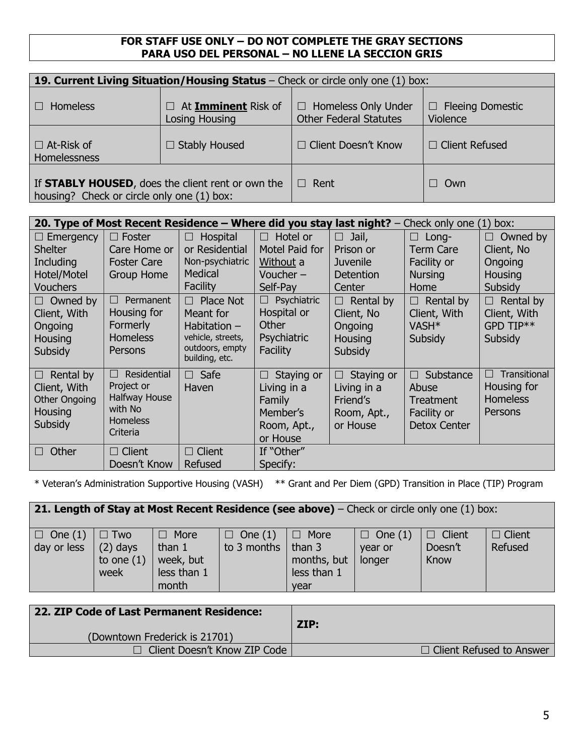**FOR STAFF USE ONLY – DO NOT COMPLETE THE GRAY SECTIONS**
**PARA USO DEL PERSONAL – NO LLENE LA SECCION GRIS**

| **19. Current Living Situation/Housing Status** – Check or circle only one (1) box: | | | |
|---|---|---|---|
| ☐ Homeless | ☐ At **Imminent** Risk of Losing Housing | ☐ Homeless Only Under Other Federal Statutes | ☐ Fleeing Domestic Violence |
| ☐ At-Risk of Homelessness | ☐ Stably Housed | ☐ Client Doesn't Know | ☐ Client Refused |
| If **STABLY HOUSED**, does the client rent or own the housing? Check or circle only one (1) box: | | ☐ Rent | ☐ Own |

| **20. Type of Most Recent Residence – Where did you stay last night?** – Check only one (1) box: | | | | | | |
|---|---|---|---|---|---|---|
| ☐ Emergency Shelter Including Hotel/Motel Vouchers | ☐ Foster Care Home or Foster Care Group Home | ☐ Hospital or Residential Non-psychiatric Medical Facility | ☐ Hotel or Motel Paid for Without a Voucher – Self-Pay | ☐ Jail, Prison or Juvenile Detention Center | ☐ Long-Term Care Facility or Nursing Home | ☐ Owned by Client, No Ongoing Housing Subsidy |
| ☐ Owned by Client, With Ongoing Housing Subsidy | ☐ Permanent Housing for Formerly Homeless Persons | ☐ Place Not Meant for Habitation – vehicle, streets, outdoors, empty building, etc. | ☐ Psychiatric Hospital or Other Psychiatric Facility | ☐ Rental by Client, No Ongoing Housing Subsidy | ☐ Rental by Client, With VASH* Subsidy | ☐ Rental by Client, With GPD TIP** Subsidy |
| ☐ Rental by Client, With Other Ongoing Housing Subsidy | ☐ Residential Project or Halfway House with No Homeless Criteria | ☐ Safe Haven | ☐ Staying or Living in a Family Member's Room, Apt., or House | ☐ Staying or Living in a Friend's Room, Apt., or House | ☐ Substance Abuse Treatment Facility or Detox Center | ☐ Transitional Housing for Homeless Persons |
| ☐ Other | ☐ Client Doesn't Know | ☐ Client Refused | If "Other" Specify: | | | |

\* Veteran's Administration Supportive Housing (VASH) ** Grant and Per Diem (GPD) Transition in Place (TIP) Program

| **21. Length of Stay at Most Recent Residence (see above)** – Check or circle only one (1) box: | | | | | | | |
|---|---|---|---|---|---|---|---|
| ☐ One (1) day or less | ☐ Two (2) days to one (1) week | ☐ More than 1 week, but less than 1 month | ☐ One (1) to 3 months | ☐ More than 3 months, but less than 1 year | ☐ One (1) year or longer | ☐ Client Doesn't Know | ☐ Client Refused |

| **22. ZIP Code of Last Permanent Residence:** (Downtown Frederick is 21701) | **ZIP:** |
|---|---|
| ☐ Client Doesn't Know ZIP Code | ☐ Client Refused to Answer |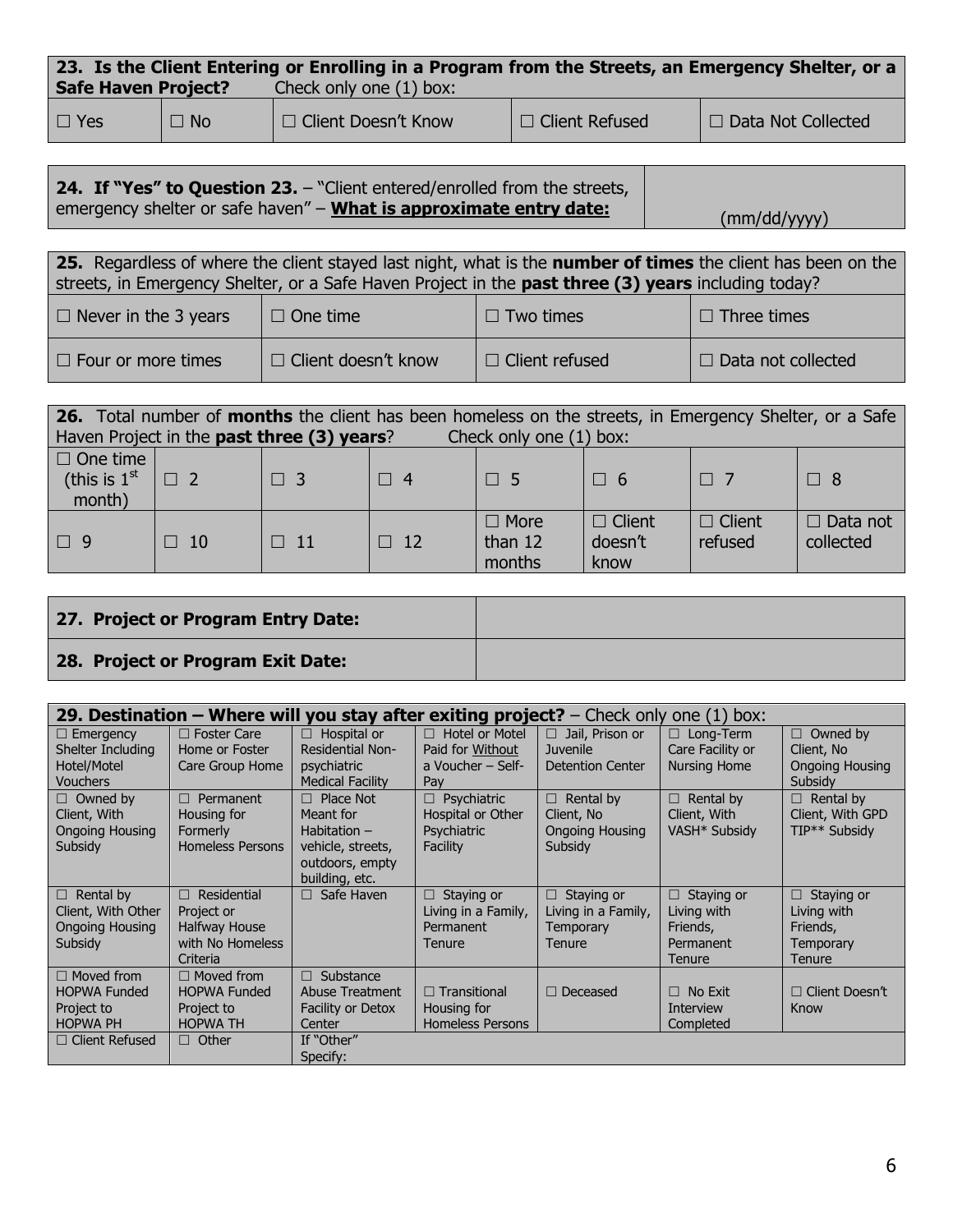| **23. Is the Client Entering or Enrolling in a Program from the Streets, an Emergency Shelter, or a Safe Haven Project?** Check only one (1) box: | | | | |
|---|---|---|---|---|
| ☐ Yes | ☐ No | ☐ Client Doesn't Know | ☐ Client Refused | ☐ Data Not Collected |

| **24. If "Yes" to Question 23.** – "Client entered/enrolled from the streets, emergency shelter or safe haven" – **What is approximate entry date:** | (mm/dd/yyyy) |
|---|---|

| **25.** Regardless of where the client stayed last night, what is the **number of times** the client has been on the streets, in Emergency Shelter, or a Safe Haven Project in the **past three (3) years** including today? | | | |
|---|---|---|---|
| ☐ Never in the 3 years | ☐ One time | ☐ Two times | ☐ Three times |
| ☐ Four or more times | ☐ Client doesn't know | ☐ Client refused | ☐ Data not collected |

| **26.** Total number of **months** the client has been homeless on the streets, in Emergency Shelter, or a Safe Haven Project in the **past three (3) years**? Check only one (1) box: | | | | | | | |
|---|---|---|---|---|---|---|---|
| ☐ One time (this is 1st month) | ☐ 2 | ☐ 3 | ☐ 4 | ☐ 5 | ☐ 6 | ☐ 7 | ☐ 8 |
| ☐ 9 | ☐ 10 | ☐ 11 | ☐ 12 | ☐ More than 12 months | ☐ Client doesn't know | ☐ Client refused | ☐ Data not collected |

| **27. Project or Program Entry Date:** | |
|---|---|
| **28. Project or Program Exit Date:** | |

| **29. Destination – Where will you stay after exiting project?** – Check only one (1) box: | | | | | | |
|---|---|---|---|---|---|---|
| ☐ Emergency Shelter Including Hotel/Motel Vouchers | ☐ Foster Care Home or Foster Care Group Home | ☐ Hospital or Residential Non-psychiatric Medical Facility | ☐ Hotel or Motel Paid for Without a Voucher – Self-Pay | ☐ Jail, Prison or Juvenile Detention Center | ☐ Long-Term Care Facility or Nursing Home | ☐ Owned by Client, No Ongoing Housing Subsidy |
| ☐ Owned by Client, With Ongoing Housing Subsidy | ☐ Permanent Housing for Formerly Homeless Persons | ☐ Place Not Meant for Habitation – vehicle, streets, outdoors, empty building, etc. | ☐ Psychiatric Hospital or Other Psychiatric Facility | ☐ Rental by Client, No Ongoing Housing Subsidy | ☐ Rental by Client, With VASH* Subsidy | ☐ Rental by Client, With GPD TIP** Subsidy |
| ☐ Rental by Client, With Other Ongoing Housing Subsidy | ☐ Residential Project or Halfway House with No Homeless Criteria | ☐ Safe Haven | ☐ Staying or Living in a Family, Permanent Tenure | ☐ Staying or Living in a Family, Temporary Tenure | ☐ Staying or Living with Friends, Permanent Tenure | ☐ Staying or Living with Friends, Temporary Tenure |
| ☐ Moved from HOPWA Funded Project to HOPWA PH | ☐ Moved from HOPWA Funded Project to HOPWA TH | ☐ Substance Abuse Treatment Facility or Detox Center | ☐ Transitional Housing for Homeless Persons | ☐ Deceased | ☐ No Exit Interview Completed | ☐ Client Doesn't Know |
| ☐ Client Refused | ☐ Other | If "Other" Specify: | | | | |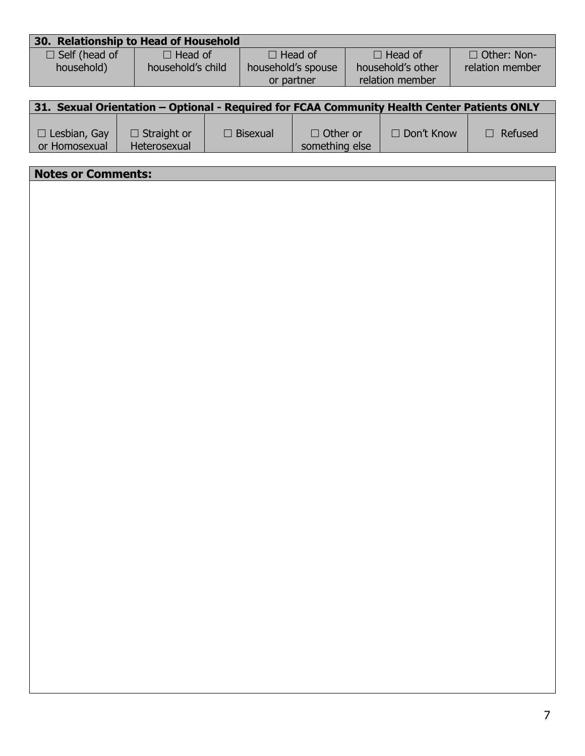| 30. Relationship to Head of Household | | | | |
|---|---|---|---|---|
| ☐ Self (head of household) | ☐ Head of household's child | ☐ Head of household's spouse or partner | ☐ Head of household's other relation member | ☐ Other: Non-relation member |

| 31. Sexual Orientation – Optional - Required for FCAA Community Health Center Patients ONLY | | | | | |
|---|---|---|---|---|---|
| ☐ Lesbian, Gay or Homosexual | ☐ Straight or Heterosexual | ☐ Bisexual | ☐ Other or something else | ☐ Don't Know | ☐ Refused |

| Notes or Comments: |
|---|
| |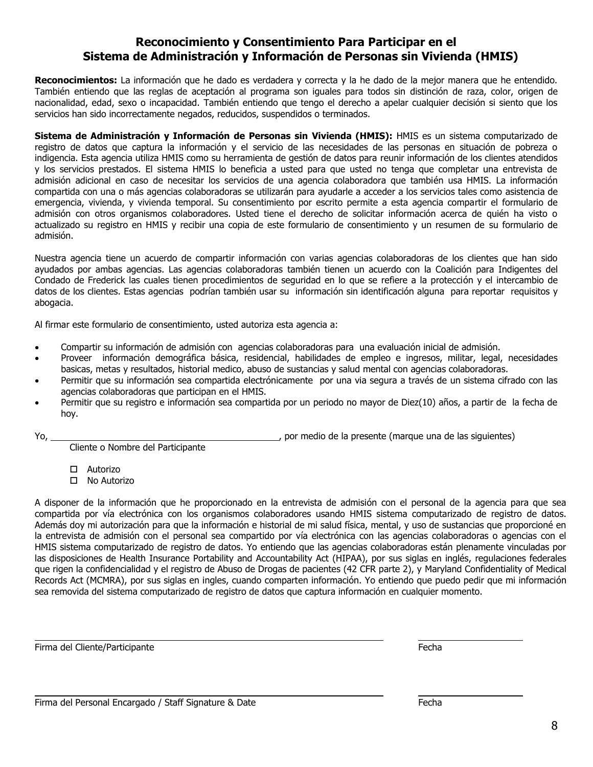# Reconocimiento y Consentimiento Para Participar en el Sistema de Administración y Información de Personas sin Vivienda (HMIS)

**Reconocimientos:** La información que he dado es verdadera y correcta y la he dado de la mejor manera que he entendido. También entiendo que las reglas de aceptación al programa son iguales para todos sin distinción de raza, color, origen de nacionalidad, edad, sexo o incapacidad. También entiendo que tengo el derecho a apelar cualquier decisión si siento que los servicios han sido incorrectamente negados, reducidos, suspendidos o terminados.

**Sistema de Administración y Información de Personas sin Vivienda (HMIS):** HMIS es un sistema computarizado de registro de datos que captura la información y el servicio de las necesidades de las personas en situación de pobreza o indigencia. Esta agencia utiliza HMIS como su herramienta de gestión de datos para reunir información de los clientes atendidos y los servicios prestados. El sistema HMIS lo beneficia a usted para que usted no tenga que completar una entrevista de admisión adicional en caso de necesitar los servicios de una agencia colaboradora que también usa HMIS. La información compartida con una o más agencias colaboradoras se utilizarán para ayudarle a acceder a los servicios tales como asistencia de emergencia, vivienda, y vivienda temporal. Su consentimiento por escrito permite a esta agencia compartir el formulario de admisión con otros organismos colaboradores. Usted tiene el derecho de solicitar información acerca de quién ha visto o actualizado su registro en HMIS y recibir una copia de este formulario de consentimiento y un resumen de su formulario de admisión.

Nuestra agencia tiene un acuerdo de compartir información con varias agencias colaboradoras de los clientes que han sido ayudados por ambas agencias. Las agencias colaboradoras también tienen un acuerdo con la Coalición para Indigentes del Condado de Frederick las cuales tienen procedimientos de seguridad en lo que se refiere a la protección y el intercambio de datos de los clientes. Estas agencias podrían también usar su información sin identificación alguna para reportar requisitos y abogacia.

Al firmar este formulario de consentimiento, usted autoriza esta agencia a:

- Compartir su información de admisión con agencias colaboradoras para una evaluación inicial de admisión.
- Proveer información demográfica básica, residencial, habilidades de empleo e ingresos, militar, legal, necesidades basicas, metas y resultados, historial medico, abuso de sustancias y salud mental con agencias colaboradoras.
- Permitir que su información sea compartida electrónicamente por una via segura a través de un sistema cifrado con las agencias colaboradoras que participan en el HMIS.
- Permitir que su registro e información sea compartida por un periodo no mayor de Diez(10) años, a partir de la fecha de hoy.

Yo, ______________________________________________, por medio de la presente (marque una de las siguientes)
Cliente o Nombre del Participante

- ☐ Autorizo
- ☐ No Autorizo

A disponer de la información que he proporcionado en la entrevista de admisión con el personal de la agencia para que sea compartida por vía electrónica con los organismos colaboradores usando HMIS sistema computarizado de registro de datos. Además doy mi autorización para que la información e historial de mi salud física, mental, y uso de sustancias que proporcioné en la entrevista de admisión con el personal sea compartido por vía electrónica con las agencias colaboradoras o agencias con el HMIS sistema computarizado de registro de datos. Yo entiendo que las agencias colaboradoras están plenamente vinculadas por las disposiciones de Health Insurance Portability and Accountability Act (HIPAA), por sus siglas en inglés, regulaciones federales que rigen la confidencialidad y el registro de Abuso de Drogas de pacientes (42 CFR parte 2), y Maryland Confidentiality of Medical Records Act (MCMRA), por sus siglas en ingles, cuando comparten información. Yo entiendo que puedo pedir que mi información sea removida del sistema computarizado de registro de datos que captura información en cualquier momento.

______________________________________________ ____________________
Firma del Cliente/Participante Fecha

______________________________________________ ____________________
Firma del Personal Encargado / Staff Signature & Date Fecha